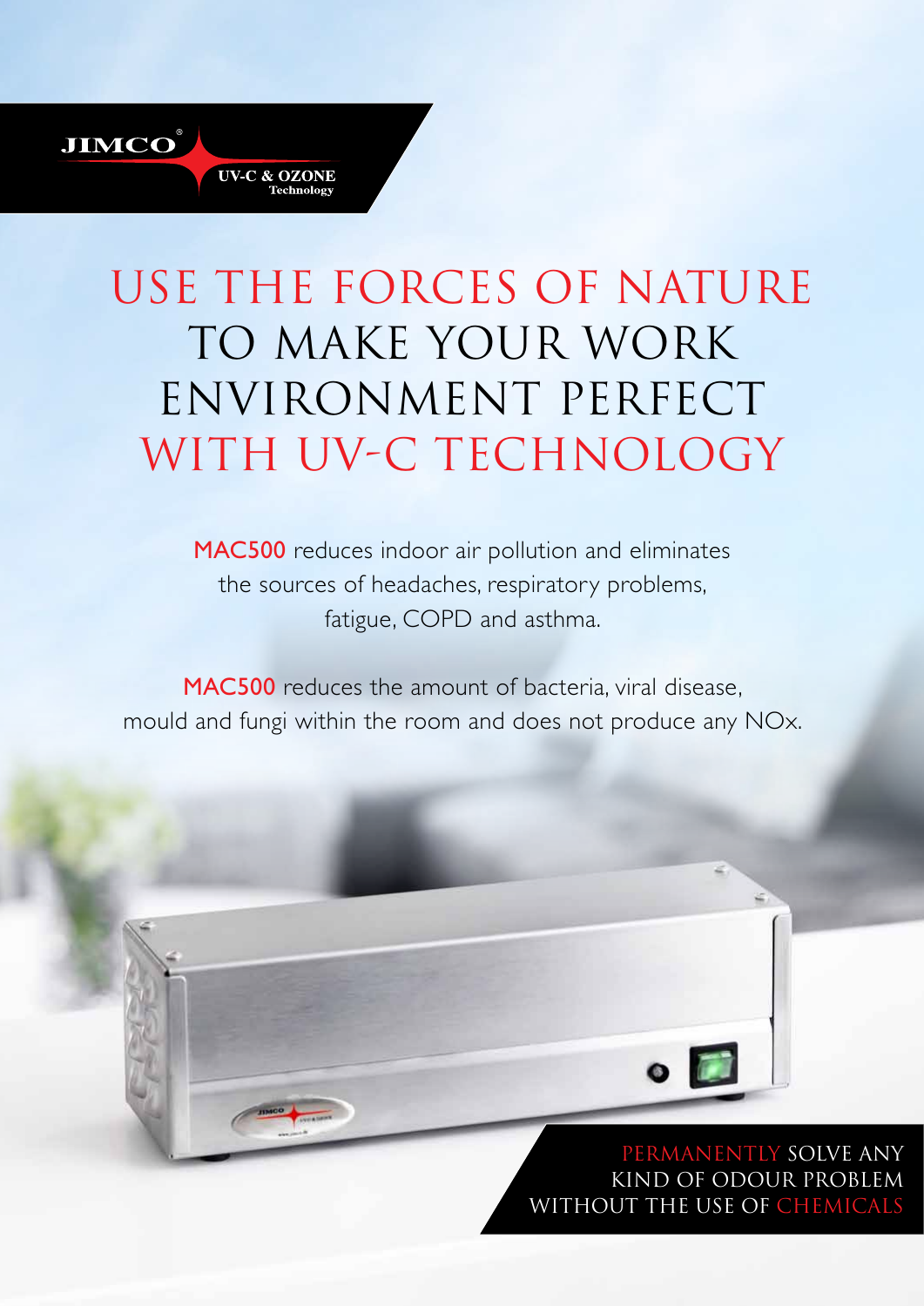JIMCO®

UV-C & OZONE Technology

# USE THE FORCES OF NATURE TO MAKE YOUR WORK ENVIRONMENT PERFECT WITH UV-C TECHNOLOGY

MAC500 reduces indoor air pollution and eliminates the sources of headaches, respiratory problems, fatigue, COPD and asthma.

MAC500 reduces the amount of bacteria, viral disease, mould and fungi within the room and does not produce any NOx.

PERMANENTLY SOLVE ANY KIND OF ODOUR PROBLEM WITHOUT THE USE OF CHEMICALS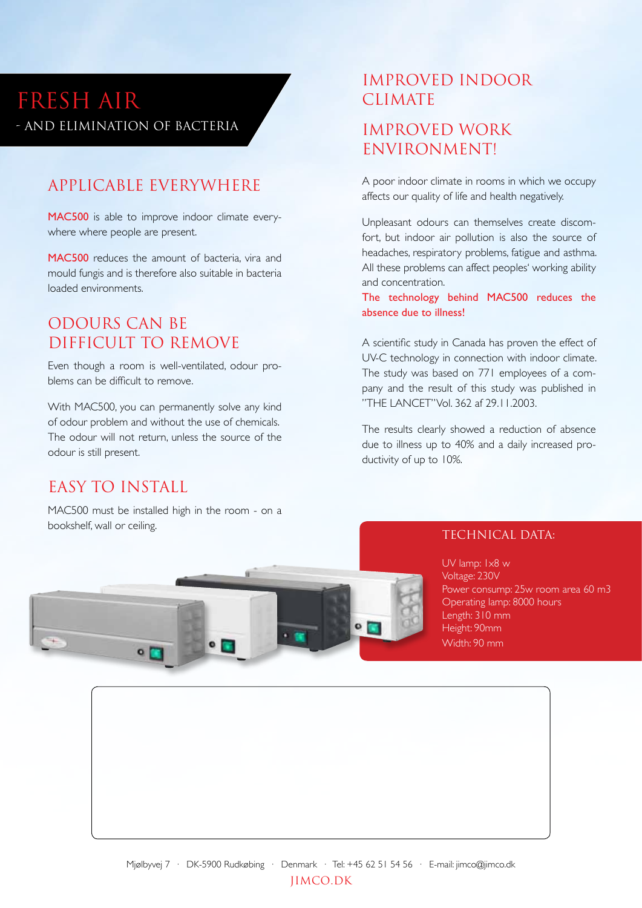# FRESH AIR

## - AND ELIMINATION OF BACTERIA

## APPLICABLE EVERYWHERE

MAC500 is able to improve indoor climate everywhere where people are present.

MAC500 reduces the amount of bacteria, vira and mould fungis and is therefore also suitable in bacteria loaded environments.

## ODOURS CAN BE DIFFICULT TO REMOVE

Even though a room is well-ventilated, odour problems can be difficult to remove.

With MAC500, you can permanently solve any kind of odour problem and without the use of chemicals. The odour will not return, unless the source of the odour is still present.

## EASY TO INSTALL

MAC500 must be installed high in the room - on a bookshelf, wall or ceiling.

## IMPROVED INDOOR CLIMATE

## IMPROVED WORK ENVIRONMENT!

A poor indoor climate in rooms in which we occupy affects our quality of life and health negatively.

Unpleasant odours can themselves create discomfort, but indoor air pollution is also the source of headaches, respiratory problems, fatigue and asthma. All these problems can affect peoples' working ability and concentration.

The technology behind MAC500 reduces the absence due to illness!

A scientific study in Canada has proven the effect of UV-C technology in connection with indoor climate. The study was based on 771 employees of a company and the result of this study was published in "THE LANCET" Vol. 362 af 29.11.2003.

The results clearly showed a reduction of absence due to illness up to 40% and a daily increased productivity of up to 10%.

### TECHNICAL DATA:

UV lamp: 1x8 w
Voltage: 230V
Power consump: 25w room area 60 m3
Operating lamp: 8000 hours
Length: 310 mm
Height: 90mm
Width: 90 mm

Mjølbyvej 7 · DK-5900 Rudkøbing · Denmark · Tel: +45 62 51 54 56 · E-mail: jimco@jimco.dk

JIMCO.DK